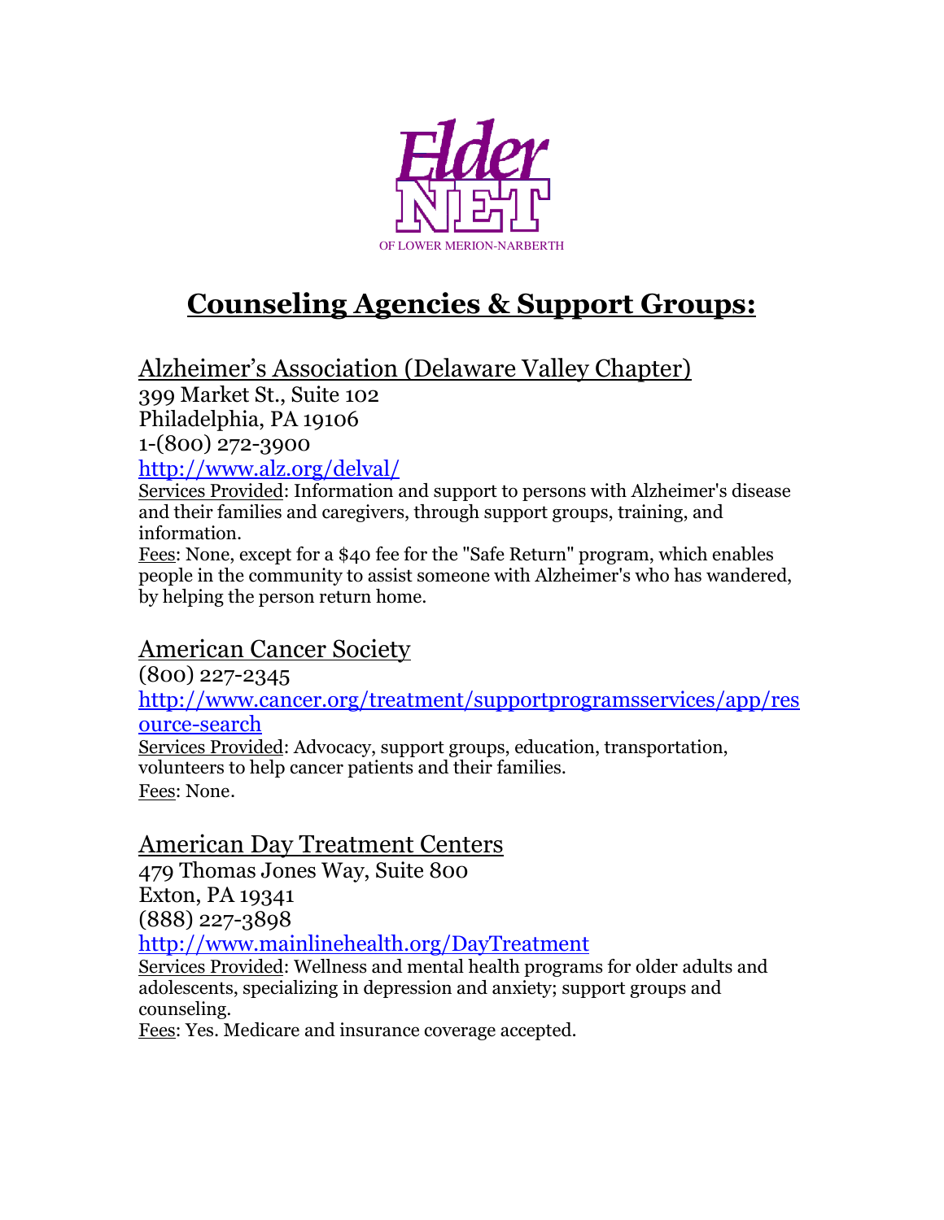Elder NET OF LOWER MERION-NARBERTH

# Counseling Agencies & Support Groups:

## Alzheimer's Association (Delaware Valley Chapter)

399 Market St., Suite 102
Philadelphia, PA 19106
1-(800) 272-3900
http://www.alz.org/delval/

Services Provided: Information and support to persons with Alzheimer's disease and their families and caregivers, through support groups, training, and information.

Fees: None, except for a $40 fee for the "Safe Return" program, which enables people in the community to assist someone with Alzheimer's who has wandered, by helping the person return home.

## American Cancer Society

(800) 227-2345
http://www.cancer.org/treatment/supportprogramsservices/app/resource-search

Services Provided: Advocacy, support groups, education, transportation, volunteers to help cancer patients and their families.

Fees: None.

## American Day Treatment Centers

479 Thomas Jones Way, Suite 800
Exton, PA 19341
(888) 227-3898
http://www.mainlinehealth.org/DayTreatment

Services Provided: Wellness and mental health programs for older adults and adolescents, specializing in depression and anxiety; support groups and counseling.

Fees: Yes. Medicare and insurance coverage accepted.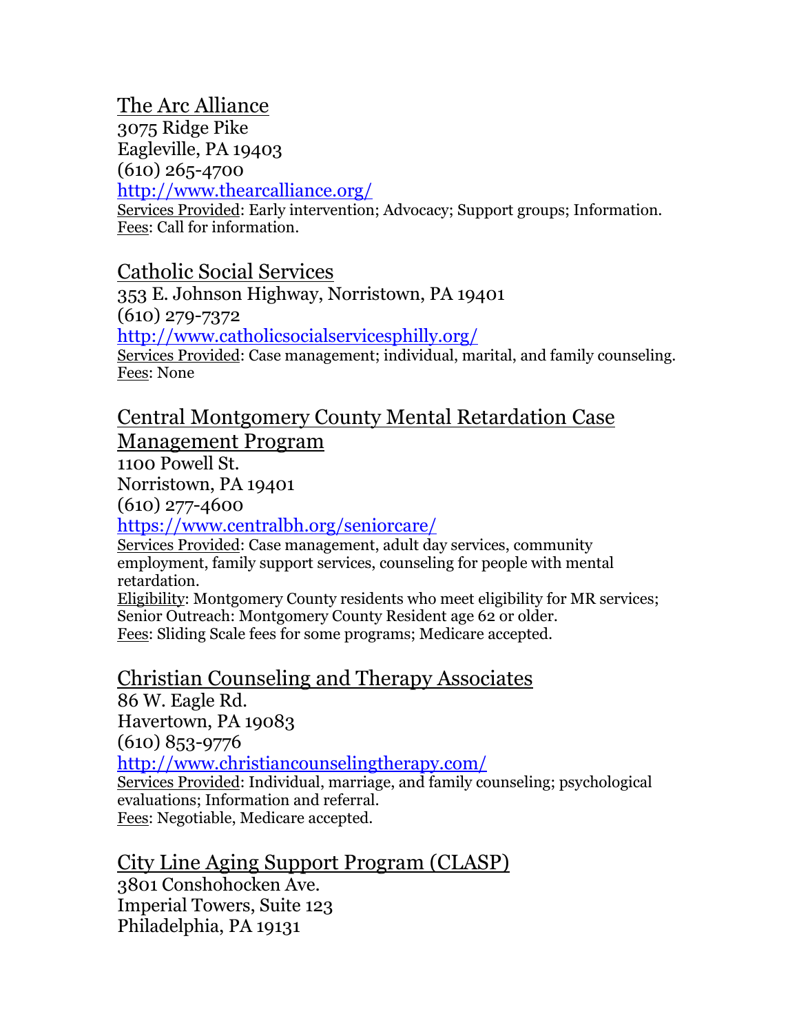## The Arc Alliance

3075 Ridge Pike
Eagleville, PA 19403
(610) 265-4700
http://www.thearcalliance.org/
Services Provided: Early intervention; Advocacy; Support groups; Information.
Fees: Call for information.

## Catholic Social Services

353 E. Johnson Highway, Norristown, PA 19401
(610) 279-7372
http://www.catholicsocialservicesphilly.org/
Services Provided: Case management; individual, marital, and family counseling.
Fees: None

## Central Montgomery County Mental Retardation Case Management Program

1100 Powell St.
Norristown, PA 19401
(610) 277-4600
https://www.centralbh.org/seniorcare/
Services Provided: Case management, adult day services, community employment, family support services, counseling for people with mental retardation.
Eligibility: Montgomery County residents who meet eligibility for MR services; Senior Outreach: Montgomery County Resident age 62 or older.
Fees: Sliding Scale fees for some programs; Medicare accepted.

## Christian Counseling and Therapy Associates

86 W. Eagle Rd.
Havertown, PA 19083
(610) 853-9776
http://www.christiancounselingtherapy.com/
Services Provided: Individual, marriage, and family counseling; psychological evaluations; Information and referral.
Fees: Negotiable, Medicare accepted.

## City Line Aging Support Program (CLASP)

3801 Conshohocken Ave.
Imperial Towers, Suite 123
Philadelphia, PA 19131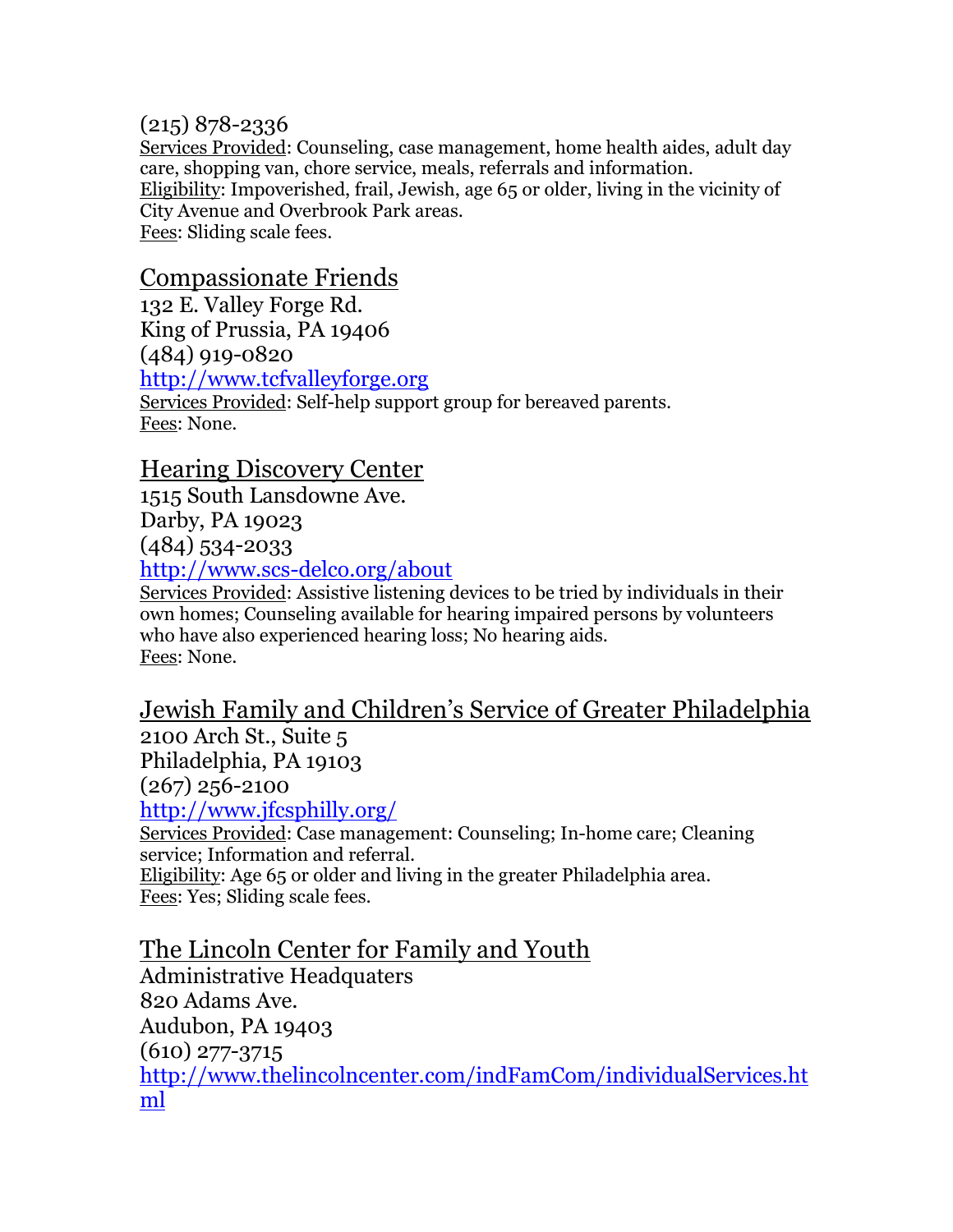(215) 878-2336
Services Provided: Counseling, case management, home health aides, adult day care, shopping van, chore service, meals, referrals and information.
Eligibility: Impoverished, frail, Jewish, age 65 or older, living in the vicinity of City Avenue and Overbrook Park areas.
Fees: Sliding scale fees.

## Compassionate Friends

132 E. Valley Forge Rd.
King of Prussia, PA 19406
(484) 919-0820
http://www.tcfvalleyforge.org
Services Provided: Self-help support group for bereaved parents.
Fees: None.

## Hearing Discovery Center

1515 South Lansdowne Ave.
Darby, PA 19023
(484) 534-2033
http://www.scs-delco.org/about
Services Provided: Assistive listening devices to be tried by individuals in their own homes; Counseling available for hearing impaired persons by volunteers who have also experienced hearing loss; No hearing aids.
Fees: None.

## Jewish Family and Children's Service of Greater Philadelphia

2100 Arch St., Suite 5
Philadelphia, PA 19103
(267) 256-2100
http://www.jfcsphilly.org/
Services Provided: Case management: Counseling; In-home care; Cleaning service; Information and referral.
Eligibility: Age 65 or older and living in the greater Philadelphia area.
Fees: Yes; Sliding scale fees.

## The Lincoln Center for Family and Youth

Administrative Headquaters
820 Adams Ave.
Audubon, PA 19403
(610) 277-3715
http://www.thelincolncenter.com/indFamCom/individualServices.html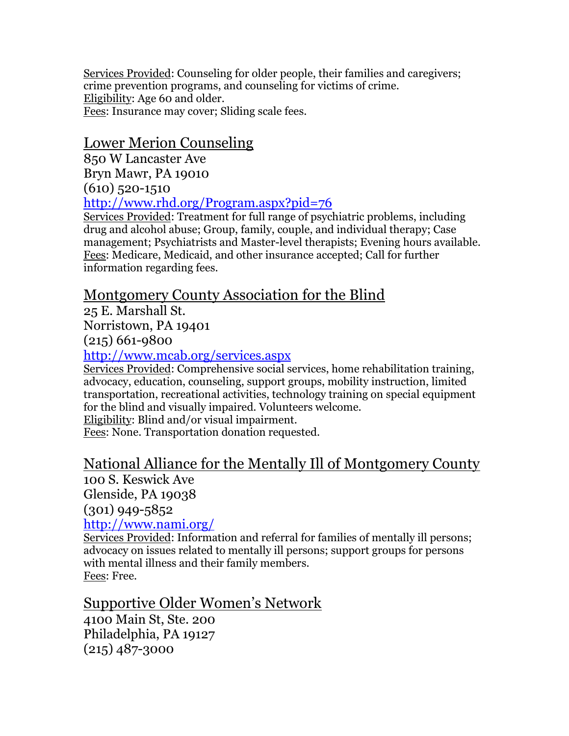Services Provided: Counseling for older people, their families and caregivers; crime prevention programs, and counseling for victims of crime.
Eligibility: Age 60 and older.
Fees: Insurance may cover; Sliding scale fees.

## Lower Merion Counseling

850 W Lancaster Ave
Bryn Mawr, PA 19010
(610) 520-1510
http://www.rhd.org/Program.aspx?pid=76

Services Provided: Treatment for full range of psychiatric problems, including drug and alcohol abuse; Group, family, couple, and individual therapy; Case management; Psychiatrists and Master-level therapists; Evening hours available.
Fees: Medicare, Medicaid, and other insurance accepted; Call for further information regarding fees.

## Montgomery County Association for the Blind

25 E. Marshall St.
Norristown, PA 19401
(215) 661-9800
http://www.mcab.org/services.aspx

Services Provided: Comprehensive social services, home rehabilitation training, advocacy, education, counseling, support groups, mobility instruction, limited transportation, recreational activities, technology training on special equipment for the blind and visually impaired. Volunteers welcome.
Eligibility: Blind and/or visual impairment.
Fees: None. Transportation donation requested.

## National Alliance for the Mentally Ill of Montgomery County

100 S. Keswick Ave
Glenside, PA 19038
(301) 949-5852
http://www.nami.org/

Services Provided: Information and referral for families of mentally ill persons; advocacy on issues related to mentally ill persons; support groups for persons with mental illness and their family members.
Fees: Free.

## Supportive Older Women's Network

4100 Main St, Ste. 200
Philadelphia, PA 19127
(215) 487-3000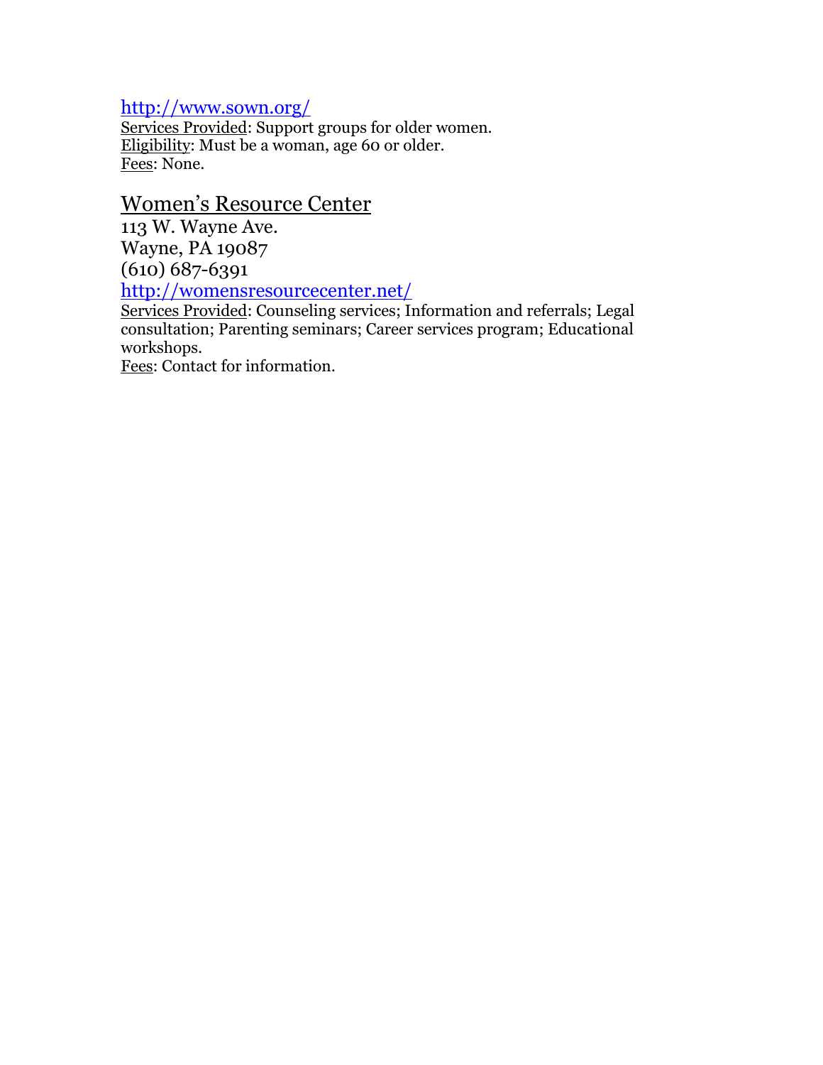http://www.sown.org/

Services Provided: Support groups for older women.
Eligibility: Must be a woman, age 60 or older.
Fees: None.

## Women's Resource Center

113 W. Wayne Ave.
Wayne, PA 19087
(610) 687-6391
http://womensresourcecenter.net/

Services Provided: Counseling services; Information and referrals; Legal consultation; Parenting seminars; Career services program; Educational workshops.
Fees: Contact for information.